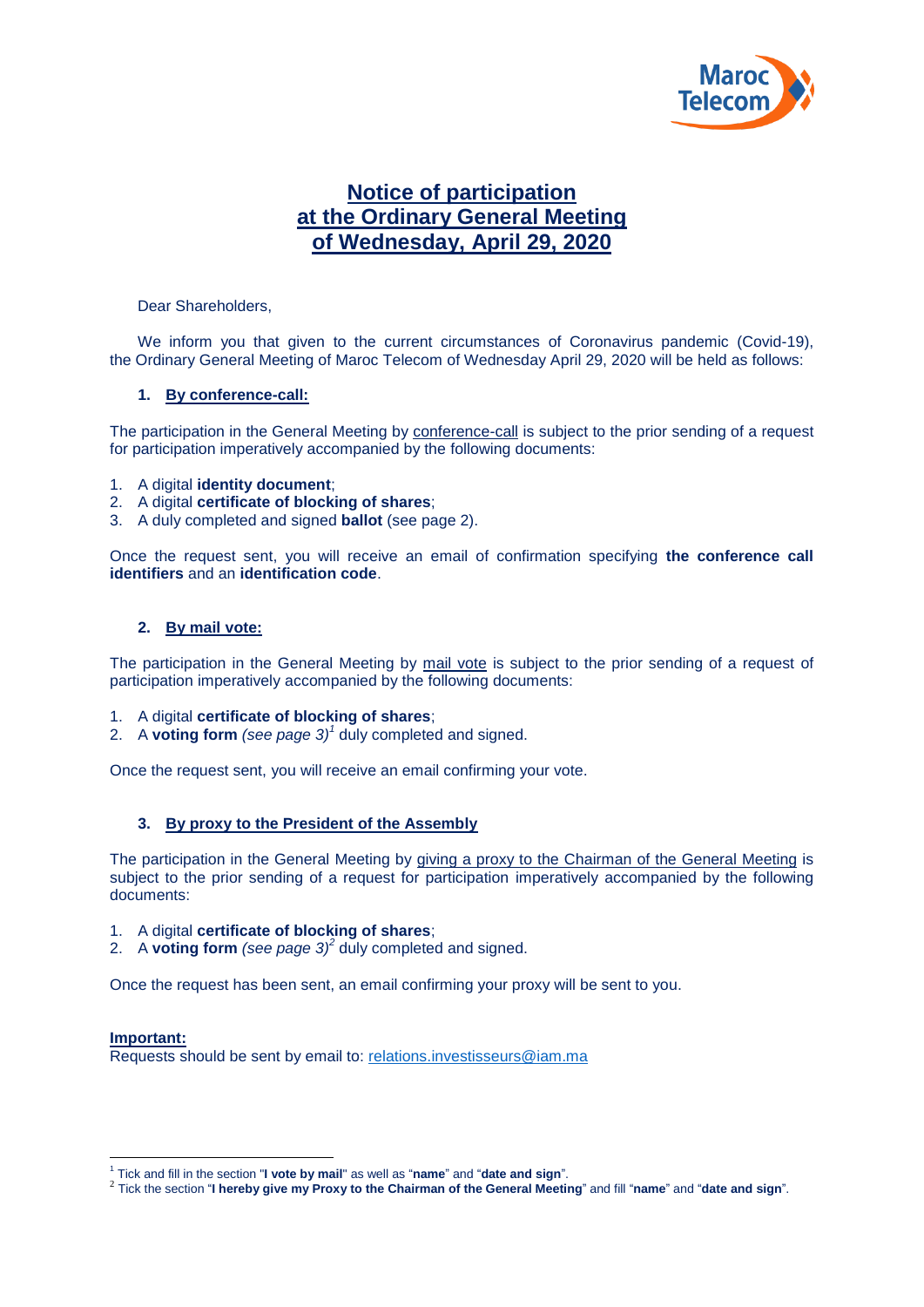# Notice of participation at the Ordinary General Meeting of Wednesday, April 29, 2020

Dear Shareholders,

We inform you that given to the current circumstances of Coronavirus pandemic (Covid-19), the Ordinary General Meeting of Maroc Telecom of Wednesday April 29, 2020 will be held as follows:

## 1. By conference-call:

The participation in the General Meeting by conference-call is subject to the prior sending of a request for participation imperatively accompanied by the following documents:

1. A digital **identity document**;
2. A digital **certificate of blocking of shares**;
3. A duly completed and signed **ballot** (see page 2).

Once the request sent, you will receive an email of confirmation specifying **the conference call identifiers** and an **identification code**.

## 2. By mail vote:

The participation in the General Meeting by mail vote is subject to the prior sending of a request of participation imperatively accompanied by the following documents:

1. A digital **certificate of blocking of shares**;
2. A **voting form** *(see page 3)*[1] duly completed and signed.

Once the request sent, you will receive an email confirming your vote.

## 3. By proxy to the President of the Assembly

The participation in the General Meeting by giving a proxy to the Chairman of the General Meeting is subject to the prior sending of a request for participation imperatively accompanied by the following documents:

1. A digital **certificate of blocking of shares**;
2. A **voting form** *(see page 3)*[2] duly completed and signed.

Once the request has been sent, an email confirming your proxy will be sent to you.

**Important:**
Requests should be sent by email to: relations.investisseurs@iam.ma

---

[1] Tick and fill in the section "**I vote by mail**" as well as "**name**" and "**date and sign**".

[2] Tick the section "**I hereby give my Proxy to the Chairman of the General Meeting**" and fill "**name**" and "**date and sign**".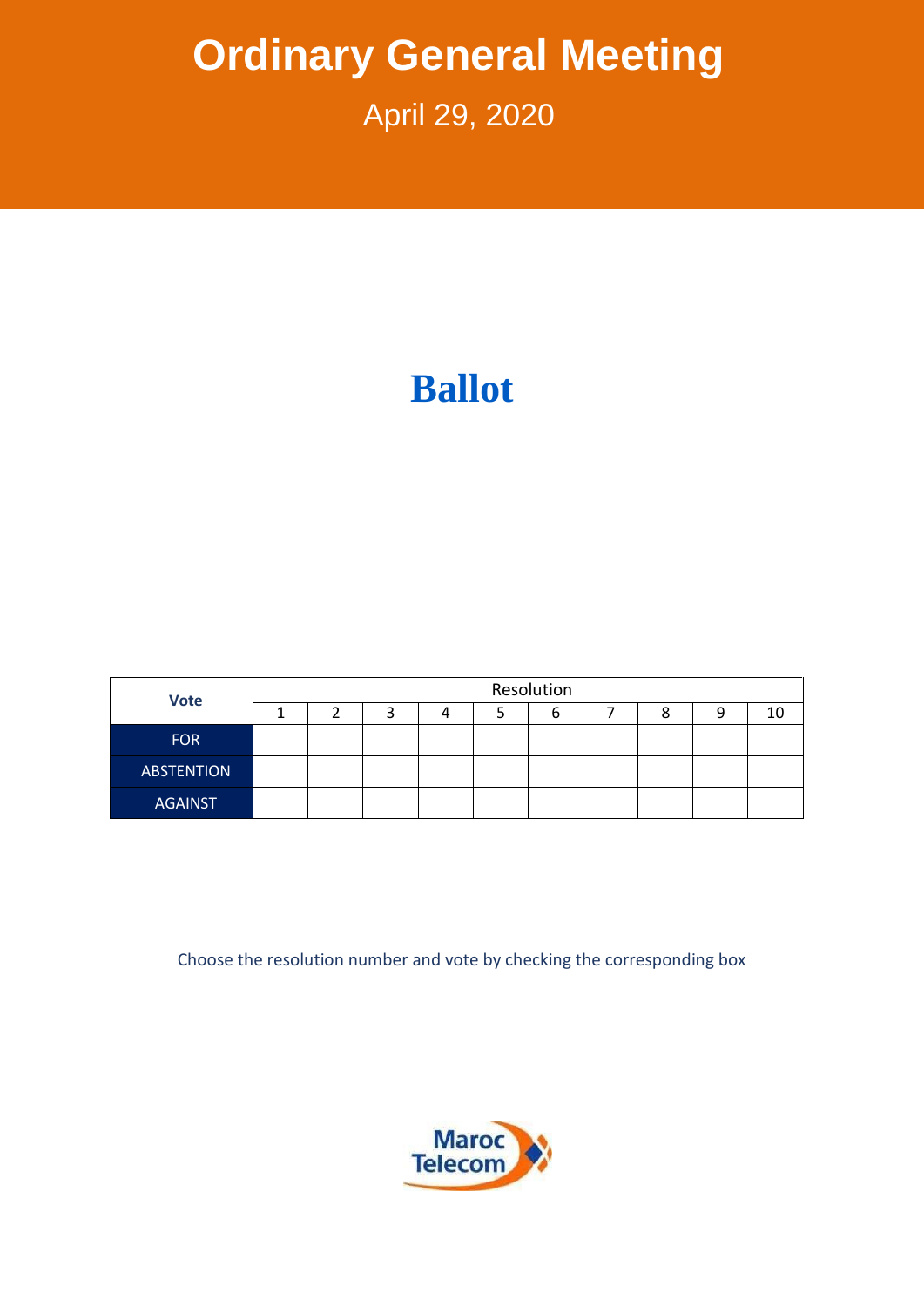# Ordinary General Meeting

April 29, 2020

## Ballot

| Vote | Resolution | | | | | | | | | |
|---|---|---|---|---|---|---|---|---|---|---|
| | 1 | 2 | 3 | 4 | 5 | 6 | 7 | 8 | 9 | 10 |
| FOR | | | | | | | | | | |
| ABSTENTION | | | | | | | | | | |
| AGAINST | | | | | | | | | | |

Choose the resolution number and vote by checking the corresponding box

Maroc Telecom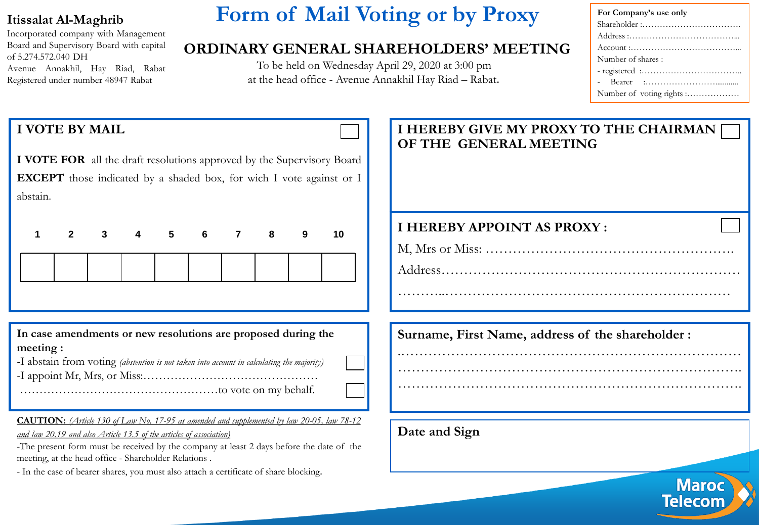**Itissalat Al-Maghrib**

Incorporated company with Management Board and Supervisory Board with capital of 5.274.572.040 DH
Avenue Annakhil, Hay Riad, Rabat
Registered under number 48947 Rabat

# Form of Mail Voting or by Proxy

## ORDINARY GENERAL SHAREHOLDERS' MEETING

To be held on Wednesday April 29, 2020 at 3:00 pm
at the head office - Avenue Annakhil Hay Riad – Rabat.

**For Company's use only**

Shareholder :……………………………
Address :………………………………...
Account :………………………………...
Number of shares :
- registered :……………………………..
- Bearer :…………………….............
Number of voting rights :………………

### I VOTE BY MAIL ☐

**I VOTE FOR** all the draft resolutions approved by the Supervisory Board **EXCEPT** those indicated by a shaded box, for wich I vote against or I abstain.

| 1 | 2 | 3 | 4 | 5 | 6 | 7 | 8 | 9 | 10 |
|---|---|---|---|---|---|---|---|---|---|
| | | | | | | | | | |

### I HEREBY GIVE MY PROXY TO THE CHAIRMAN OF THE GENERAL MEETING ☐

### I HEREBY APPOINT AS PROXY : ☐

M, Mrs or Miss: ……………………………………………….

Address…………………………………………………………

………..……………………………………………………….

**In case amendments or new resolutions are proposed during the meeting :**

-I abstain from voting *(abstention is not taken into account in calculating the majority)* ☐

-I appoint Mr, Mrs, or Miss:………………………………………

……………………………………………to vote on my behalf. ☐

**Surname, First Name, address of the shareholder :**

………………………………………………………………………

………………………………………………………………………

………………………………………………………………………

**CAUTION:** *(Article 130 of Law No. 17-95 as amended and supplemented by law 20-05, law 78-12 and law 20.19 and also Article 13.5 of the articles of association)*

-The present form must be received by the company at least 2 days before the date of the meeting, at the head office - Shareholder Relations .

- In the case of bearer shares, you must also attach a certificate of share blocking.

**Date and Sign**

Maroc Telecom